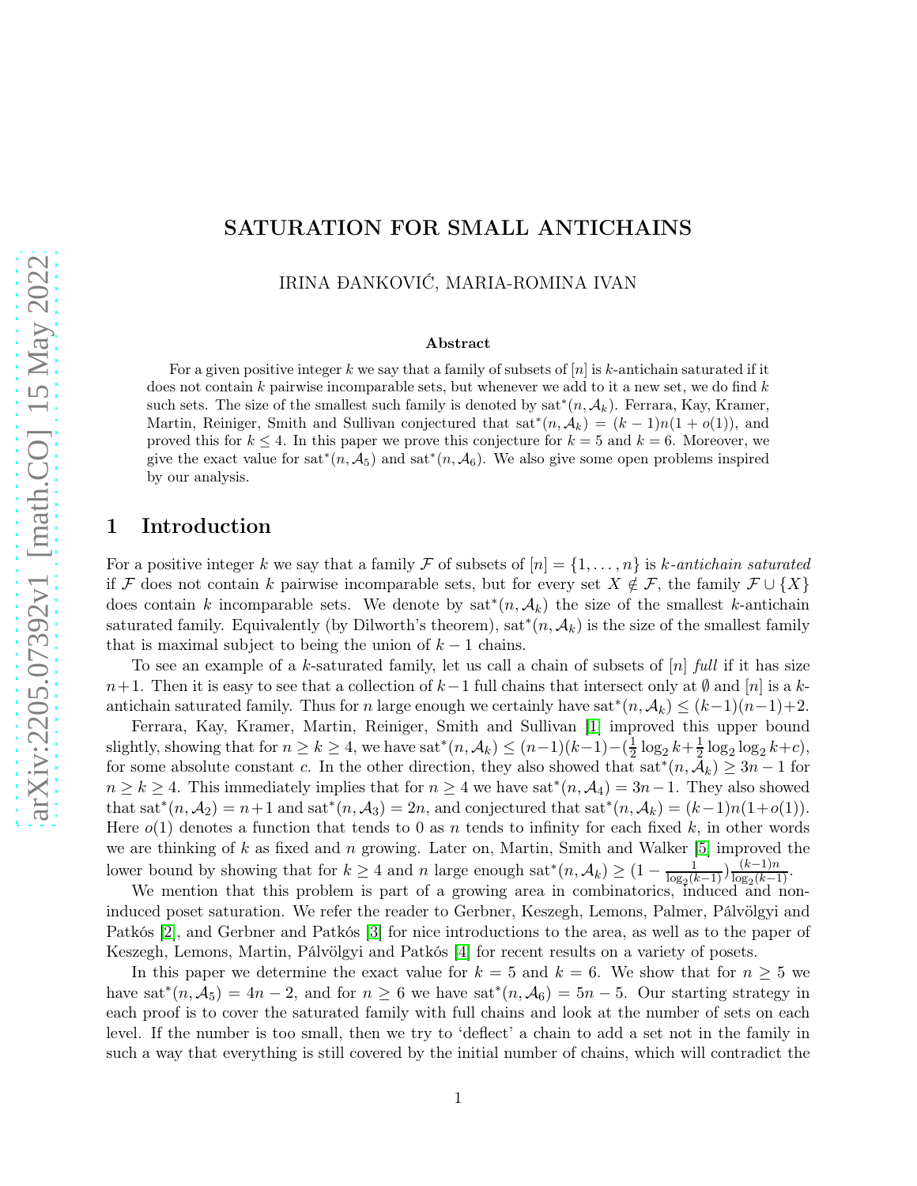# SATURATION FOR SMALL ANTICHAINS

IRINA ĐANKOVIĆ, MARIA-ROMINA IVAN

### Abstract

For a given positive integer $k$ we say that a family of subsets of $[n]$ is $k$-antichain saturated if it does not contain $k$ pairwise incomparable sets, but whenever we add to it a new set, we do find $k$ such sets. The size of the smallest such family is denoted by $\text{sat}^*(n, \mathcal{A}_k)$. Ferrara, Kay, Kramer, Martin, Reiniger, Smith and Sullivan conjectured that $\text{sat}^*(n, \mathcal{A}_k) = (k-1)n(1+o(1))$, and proved this for $k \leq 4$. In this paper we prove this conjecture for $k = 5$ and $k = 6$. Moreover, we give the exact value for $\text{sat}^*(n, \mathcal{A}_5)$ and $\text{sat}^*(n, \mathcal{A}_6)$. We also give some open problems inspired by our analysis.

## 1 Introduction

For a positive integer $k$ we say that a family $\mathcal{F}$ of subsets of $[n] = \{1, \dots, n\}$ is *$k$-antichain saturated* if $\mathcal{F}$ does not contain $k$ pairwise incomparable sets, but for every set $X \notin \mathcal{F}$, the family $\mathcal{F} \cup \{X\}$ does contain $k$ incomparable sets. We denote by $\text{sat}^*(n, \mathcal{A}_k)$ the size of the smallest $k$-antichain saturated family. Equivalently (by Dilworth's theorem), $\text{sat}^*(n, \mathcal{A}_k)$ is the size of the smallest family that is maximal subject to being the union of $k-1$ chains.

To see an example of a $k$-saturated family, let us call a chain of subsets of $[n]$ *full* if it has size $n+1$. Then it is easy to see that a collection of $k-1$ full chains that intersect only at $\emptyset$ and $[n]$ is a $k$-antichain saturated family. Thus for $n$ large enough we certainly have $\text{sat}^*(n, \mathcal{A}_k) \leq (k-1)(n-1)+2$.

Ferrara, Kay, Kramer, Martin, Reiniger, Smith and Sullivan [1] improved this upper bound slightly, showing that for $n \geq k \geq 4$, we have $\text{sat}^*(n, \mathcal{A}_k) \leq (n-1)(k-1) - (\frac{1}{2}\log_2 k + \frac{1}{2}\log_2\log_2 k + c)$, for some absolute constant $c$. In the other direction, they also showed that $\text{sat}^*(n, \mathcal{A}_k) \geq 3n-1$ for $n \geq k \geq 4$. This immediately implies that for $n \geq 4$ we have $\text{sat}^*(n, \mathcal{A}_4) = 3n-1$. They also showed that $\text{sat}^*(n, \mathcal{A}_2) = n+1$ and $\text{sat}^*(n, \mathcal{A}_3) = 2n$, and conjectured that $\text{sat}^*(n, \mathcal{A}_k) = (k-1)n(1+o(1))$. Here $o(1)$ denotes a function that tends to 0 as $n$ tends to infinity for each fixed $k$, in other words we are thinking of $k$ as fixed and $n$ growing. Later on, Martin, Smith and Walker [5] improved the lower bound by showing that for $k \geq 4$ and $n$ large enough $\text{sat}^*(n, \mathcal{A}_k) \geq (1 - \frac{1}{\log_2(k-1)})\frac{(k-1)n}{\log_2(k-1)}$.

We mention that this problem is part of a growing area in combinatorics, induced and non-induced poset saturation. We refer the reader to Gerbner, Keszegh, Lemons, Palmer, Pálvölgyi and Patkós [2], and Gerbner and Patkós [3] for nice introductions to the area, as well as to the paper of Keszegh, Lemons, Martin, Pálvölgyi and Patkós [4] for recent results on a variety of posets.

In this paper we determine the exact value for $k = 5$ and $k = 6$. We show that for $n \geq 5$ we have $\text{sat}^*(n, \mathcal{A}_5) = 4n-2$, and for $n \geq 6$ we have $\text{sat}^*(n, \mathcal{A}_6) = 5n-5$. Our starting strategy in each proof is to cover the saturated family with full chains and look at the number of sets on each level. If the number is too small, then we try to 'deflect' a chain to add a set not in the family in such a way that everything is still covered by the initial number of chains, which will contradict the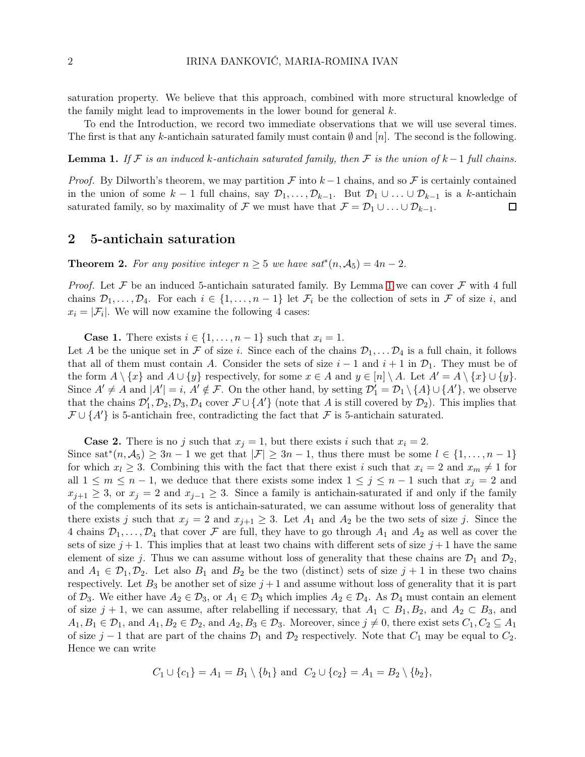saturation property. We believe that this approach, combined with more structural knowledge of the family might lead to improvements in the lower bound for general $k$.

To end the Introduction, we record two immediate observations that we will use several times. The first is that any $k$-antichain saturated family must contain $\emptyset$ and $[n]$. The second is the following.

**Lemma 1.** *If $\mathcal{F}$ is an induced $k$-antichain saturated family, then $\mathcal{F}$ is the union of $k-1$ full chains.*

*Proof.* By Dilworth's theorem, we may partition $\mathcal{F}$ into $k-1$ chains, and so $\mathcal{F}$ is certainly contained in the union of some $k-1$ full chains, say $\mathcal{D}_1, \ldots, \mathcal{D}_{k-1}$. But $\mathcal{D}_1 \cup \ldots \cup \mathcal{D}_{k-1}$ is a $k$-antichain saturated family, so by maximality of $\mathcal{F}$ we must have that $\mathcal{F} = \mathcal{D}_1 \cup \ldots \cup \mathcal{D}_{k-1}$. □

## 2 5-antichain saturation

**Theorem 2.** *For any positive integer $n \geq 5$ we have $sat^*(n, \mathcal{A}_5) = 4n - 2$.*

*Proof.* Let $\mathcal{F}$ be an induced 5-antichain saturated family. By Lemma 1 we can cover $\mathcal{F}$ with 4 full chains $\mathcal{D}_1, \ldots, \mathcal{D}_4$. For each $i \in \{1, \ldots, n-1\}$ let $\mathcal{F}_i$ be the collection of sets in $\mathcal{F}$ of size $i$, and $x_i = |\mathcal{F}_i|$. We will now examine the following 4 cases:

**Case 1.** There exists $i \in \{1, \ldots, n-1\}$ such that $x_i = 1$.
Let $A$ be the unique set in $\mathcal{F}$ of size $i$. Since each of the chains $\mathcal{D}_1, \ldots \mathcal{D}_4$ is a full chain, it follows that all of them must contain $A$. Consider the sets of size $i-1$ and $i+1$ in $\mathcal{D}_1$. They must be of the form $A \setminus \{x\}$ and $A \cup \{y\}$ respectively, for some $x \in A$ and $y \in [n] \setminus A$. Let $A' = A \setminus \{x\} \cup \{y\}$. Since $A' \neq A$ and $|A'| = i$, $A' \notin \mathcal{F}$. On the other hand, by setting $\mathcal{D}_1' = \mathcal{D}_1 \setminus \{A\} \cup \{A'\}$, we observe that the chains $\mathcal{D}_1', \mathcal{D}_2, \mathcal{D}_3, \mathcal{D}_4$ cover $\mathcal{F} \cup \{A'\}$ (note that $A$ is still covered by $\mathcal{D}_2$). This implies that $\mathcal{F} \cup \{A'\}$ is 5-antichain free, contradicting the fact that $\mathcal{F}$ is 5-antichain saturated.

**Case 2.** There is no $j$ such that $x_j = 1$, but there exists $i$ such that $x_i = 2$.
Since $\text{sat}^*(n, \mathcal{A}_5) \geq 3n - 1$ we get that $|\mathcal{F}| \geq 3n - 1$, thus there must be some $l \in \{1, \ldots, n-1\}$ for which $x_l \geq 3$. Combining this with the fact that there exist $i$ such that $x_i = 2$ and $x_m \neq 1$ for all $1 \leq m \leq n-1$, we deduce that there exists some index $1 \leq j \leq n-1$ such that $x_j = 2$ and $x_{j+1} \geq 3$, or $x_j = 2$ and $x_{j-1} \geq 3$. Since a family is antichain-saturated if and only if the family of the complements of its sets is antichain-saturated, we can assume without loss of generality that there exists $j$ such that $x_j = 2$ and $x_{j+1} \geq 3$. Let $A_1$ and $A_2$ be the two sets of size $j$. Since the 4 chains $\mathcal{D}_1, \ldots, \mathcal{D}_4$ that cover $\mathcal{F}$ are full, they have to go through $A_1$ and $A_2$ as well as cover the sets of size $j+1$. This implies that at least two chains with different sets of size $j+1$ have the same element of size $j$. Thus we can assume without loss of generality that these chains are $\mathcal{D}_1$ and $\mathcal{D}_2$, and $A_1 \in \mathcal{D}_1, \mathcal{D}_2$. Let also $B_1$ and $B_2$ be the two (distinct) sets of size $j+1$ in these two chains respectively. Let $B_3$ be another set of size $j+1$ and assume without loss of generality that it is part of $\mathcal{D}_3$. We either have $A_2 \in \mathcal{D}_3$, or $A_1 \in \mathcal{D}_3$ which implies $A_2 \in \mathcal{D}_4$. As $\mathcal{D}_4$ must contain an element of size $j+1$, we can assume, after relabelling if necessary, that $A_1 \subset B_1, B_2$, and $A_2 \subset B_3$, and $A_1, B_1 \in \mathcal{D}_1$, and $A_1, B_2 \in \mathcal{D}_2$, and $A_2, B_3 \in \mathcal{D}_3$. Moreover, since $j \neq 0$, there exist sets $C_1, C_2 \subseteq A_1$ of size $j-1$ that are part of the chains $\mathcal{D}_1$ and $\mathcal{D}_2$ respectively. Note that $C_1$ may be equal to $C_2$. Hence we can write

$$C_1 \cup \{c_1\} = A_1 = B_1 \setminus \{b_1\} \text{ and } C_2 \cup \{c_2\} = A_1 = B_2 \setminus \{b_2\},$$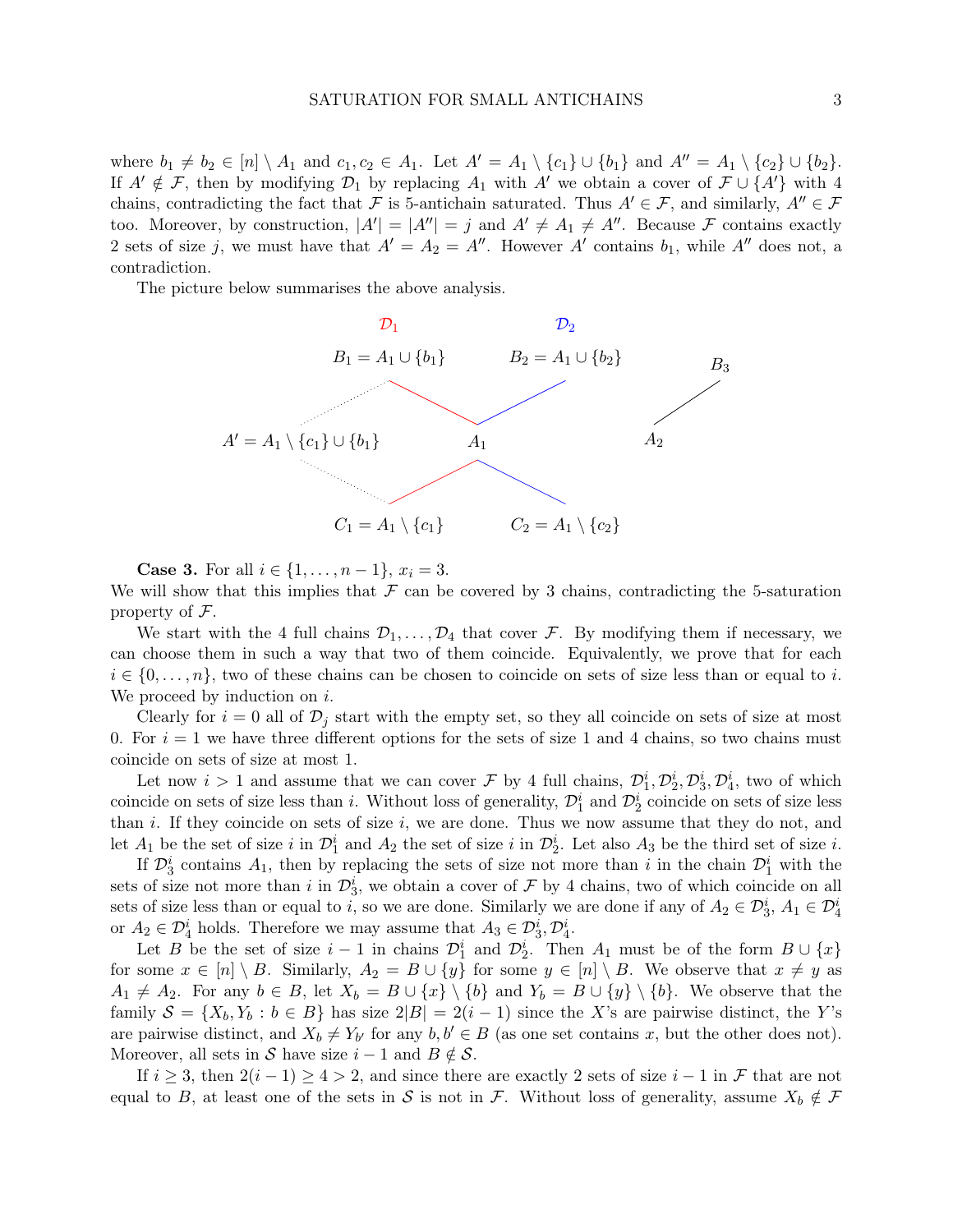where $b_1 \neq b_2 \in [n] \setminus A_1$ and $c_1, c_2 \in A_1$. Let $A' = A_1 \setminus \{c_1\} \cup \{b_1\}$ and $A'' = A_1 \setminus \{c_2\} \cup \{b_2\}$. If $A' \notin \mathcal{F}$, then by modifying $\mathcal{D}_1$ by replacing $A_1$ with $A'$ we obtain a cover of $\mathcal{F} \cup \{A'\}$ with 4 chains, contradicting the fact that $\mathcal{F}$ is 5-antichain saturated. Thus $A' \in \mathcal{F}$, and similarly, $A'' \in \mathcal{F}$ too. Moreover, by construction, $|A'| = |A''| = j$ and $A' \neq A_1 \neq A''$. Because $\mathcal{F}$ contains exactly 2 sets of size $j$, we must have that $A' = A_2 = A''$. However $A'$ contains $b_1$, while $A''$ does not, a contradiction.

The picture below summarises the above analysis.

$\mathcal{D}_1$ $\mathcal{D}_2$

$B_1 = A_1 \cup \{b_1\}$ $B_2 = A_1 \cup \{b_2\}$ $B_3$

$A' = A_1 \setminus \{c_1\} \cup \{b_1\}$ $A_1$ $A_2$

$C_1 = A_1 \setminus \{c_1\}$ $C_2 = A_1 \setminus \{c_2\}$

**Case 3.** For all $i \in \{1, \ldots, n-1\}$, $x_i = 3$.
We will show that this implies that $\mathcal{F}$ can be covered by 3 chains, contradicting the 5-saturation property of $\mathcal{F}$.

We start with the 4 full chains $\mathcal{D}_1, \ldots, \mathcal{D}_4$ that cover $\mathcal{F}$. By modifying them if necessary, we can choose them in such a way that two of them coincide. Equivalently, we prove that for each $i \in \{0, \ldots, n\}$, two of these chains can be chosen to coincide on sets of size less than or equal to $i$. We proceed by induction on $i$.

Clearly for $i = 0$ all of $\mathcal{D}_j$ start with the empty set, so they all coincide on sets of size at most 0. For $i = 1$ we have three different options for the sets of size 1 and 4 chains, so two chains must coincide on sets of size at most 1.

Let now $i > 1$ and assume that we can cover $\mathcal{F}$ by 4 full chains, $\mathcal{D}_1^i, \mathcal{D}_2^i, \mathcal{D}_3^i, \mathcal{D}_4^i$, two of which coincide on sets of size less than $i$. Without loss of generality, $\mathcal{D}_1^i$ and $\mathcal{D}_2^i$ coincide on sets of size less than $i$. If they coincide on sets of size $i$, we are done. Thus we now assume that they do not, and let $A_1$ be the set of size $i$ in $\mathcal{D}_1^i$ and $A_2$ the set of size $i$ in $\mathcal{D}_2^i$. Let also $A_3$ be the third set of size $i$.

If $\mathcal{D}_3^i$ contains $A_1$, then by replacing the sets of size not more than $i$ in the chain $\mathcal{D}_1^i$ with the sets of size not more than $i$ in $\mathcal{D}_3^i$, we obtain a cover of $\mathcal{F}$ by 4 chains, two of which coincide on all sets of size less than or equal to $i$, so we are done. Similarly we are done if any of $A_2 \in \mathcal{D}_3^i$, $A_1 \in \mathcal{D}_4^i$ or $A_2 \in \mathcal{D}_4^i$ holds. Therefore we may assume that $A_3 \in \mathcal{D}_3^i, \mathcal{D}_4^i$.

Let $B$ be the set of size $i-1$ in chains $\mathcal{D}_1^i$ and $\mathcal{D}_2^i$. Then $A_1$ must be of the form $B \cup \{x\}$ for some $x \in [n] \setminus B$. Similarly, $A_2 = B \cup \{y\}$ for some $y \in [n] \setminus B$. We observe that $x \neq y$ as $A_1 \neq A_2$. For any $b \in B$, let $X_b = B \cup \{x\} \setminus \{b\}$ and $Y_b = B \cup \{y\} \setminus \{b\}$. We observe that the family $\mathcal{S} = \{X_b, Y_b : b \in B\}$ has size $2|B| = 2(i-1)$ since the $X$'s are pairwise distinct, the $Y$'s are pairwise distinct, and $X_b \neq Y_{b'}$ for any $b, b' \in B$ (as one set contains $x$, but the other does not). Moreover, all sets in $\mathcal{S}$ have size $i-1$ and $B \notin \mathcal{S}$.

If $i \geq 3$, then $2(i-1) \geq 4 > 2$, and since there are exactly 2 sets of size $i-1$ in $\mathcal{F}$ that are not equal to $B$, at least one of the sets in $\mathcal{S}$ is not in $\mathcal{F}$. Without loss of generality, assume $X_b \notin \mathcal{F}$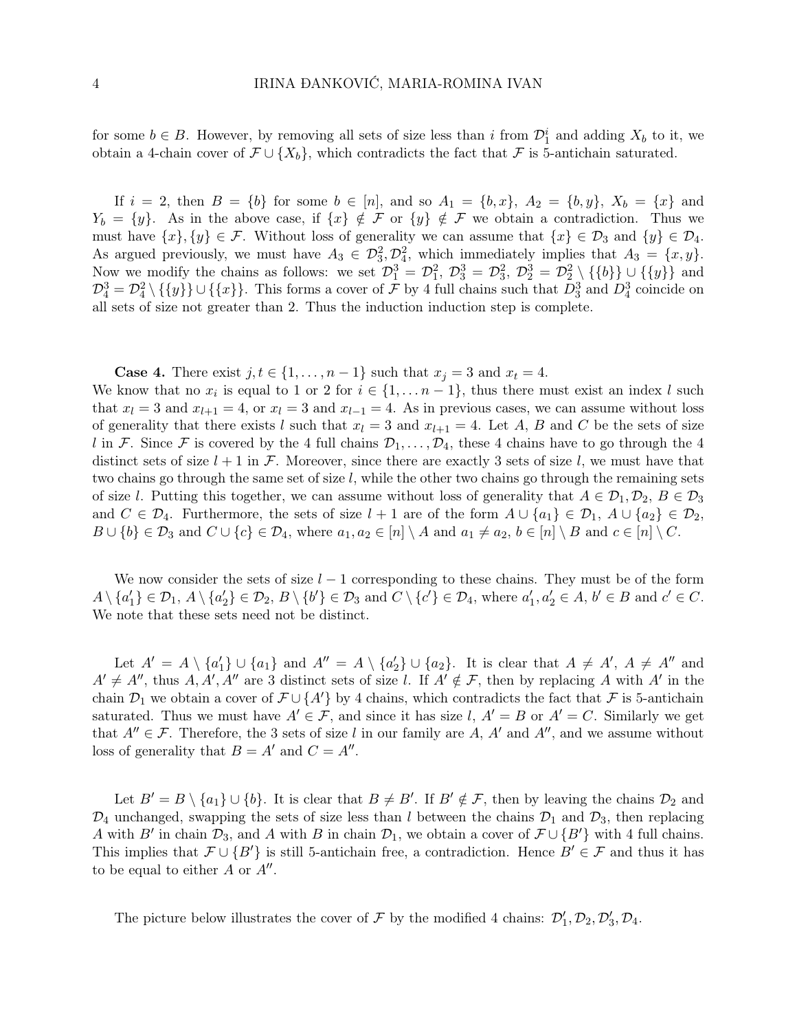for some $b \in B$. However, by removing all sets of size less than $i$ from $\mathcal{D}_1^i$ and adding $X_b$ to it, we obtain a 4-chain cover of $\mathcal{F} \cup \{X_b\}$, which contradicts the fact that $\mathcal{F}$ is 5-antichain saturated.

If $i = 2$, then $B = \{b\}$ for some $b \in [n]$, and so $A_1 = \{b, x\}$, $A_2 = \{b, y\}$, $X_b = \{x\}$ and $Y_b = \{y\}$. As in the above case, if $\{x\} \notin \mathcal{F}$ or $\{y\} \notin \mathcal{F}$ we obtain a contradiction. Thus we must have $\{x\}, \{y\} \in \mathcal{F}$. Without loss of generality we can assume that $\{x\} \in \mathcal{D}_3$ and $\{y\} \in \mathcal{D}_4$. As argued previously, we must have $A_3 \in \mathcal{D}_3^2, \mathcal{D}_4^2$, which immediately implies that $A_3 = \{x, y\}$. Now we modify the chains as follows: we set $\mathcal{D}_1^3 = \mathcal{D}_1^2$, $\mathcal{D}_3^3 = \mathcal{D}_3^2$, $\mathcal{D}_2^3 = \mathcal{D}_2^2 \setminus \{\{b\}\} \cup \{\{y\}\}$ and $\mathcal{D}_4^3 = \mathcal{D}_4^2 \setminus \{\{y\}\} \cup \{\{x\}\}$. This forms a cover of $\mathcal{F}$ by 4 full chains such that $D_3^3$ and $D_4^3$ coincide on all sets of size not greater than 2. Thus the induction induction step is complete.

**Case 4.** There exist $j, t \in \{1, \dots, n-1\}$ such that $x_j = 3$ and $x_t = 4$.
We know that no $x_i$ is equal to 1 or 2 for $i \in \{1, \dots n-1\}$, thus there must exist an index $l$ such that $x_l = 3$ and $x_{l+1} = 4$, or $x_l = 3$ and $x_{l-1} = 4$. As in previous cases, we can assume without loss of generality that there exists $l$ such that $x_l = 3$ and $x_{l+1} = 4$. Let $A$, $B$ and $C$ be the sets of size $l$ in $\mathcal{F}$. Since $\mathcal{F}$ is covered by the 4 full chains $\mathcal{D}_1, \dots, \mathcal{D}_4$, these 4 chains have to go through the 4 distinct sets of size $l+1$ in $\mathcal{F}$. Moreover, since there are exactly 3 sets of size $l$, we must have that two chains go through the same set of size $l$, while the other two chains go through the remaining sets of size $l$. Putting this together, we can assume without loss of generality that $A \in \mathcal{D}_1, \mathcal{D}_2$, $B \in \mathcal{D}_3$ and $C \in \mathcal{D}_4$. Furthermore, the sets of size $l+1$ are of the form $A \cup \{a_1\} \in \mathcal{D}_1$, $A \cup \{a_2\} \in \mathcal{D}_2$, $B \cup \{b\} \in \mathcal{D}_3$ and $C \cup \{c\} \in \mathcal{D}_4$, where $a_1, a_2 \in [n] \setminus A$ and $a_1 \neq a_2$, $b \in [n] \setminus B$ and $c \in [n] \setminus C$.

We now consider the sets of size $l-1$ corresponding to these chains. They must be of the form $A \setminus \{a_1'\} \in \mathcal{D}_1$, $A \setminus \{a_2'\} \in \mathcal{D}_2$, $B \setminus \{b'\} \in \mathcal{D}_3$ and $C \setminus \{c'\} \in \mathcal{D}_4$, where $a_1', a_2' \in A$, $b' \in B$ and $c' \in C$. We note that these sets need not be distinct.

Let $A' = A \setminus \{a_1'\} \cup \{a_1\}$ and $A'' = A \setminus \{a_2'\} \cup \{a_2\}$. It is clear that $A \neq A'$, $A \neq A''$ and $A' \neq A''$, thus $A, A', A''$ are 3 distinct sets of size $l$. If $A' \notin \mathcal{F}$, then by replacing $A$ with $A'$ in the chain $\mathcal{D}_1$ we obtain a cover of $\mathcal{F} \cup \{A'\}$ by 4 chains, which contradicts the fact that $\mathcal{F}$ is 5-antichain saturated. Thus we must have $A' \in \mathcal{F}$, and since it has size $l$, $A' = B$ or $A' = C$. Similarly we get that $A'' \in \mathcal{F}$. Therefore, the 3 sets of size $l$ in our family are $A$, $A'$ and $A''$, and we assume without loss of generality that $B = A'$ and $C = A''$.

Let $B' = B \setminus \{a_1\} \cup \{b\}$. It is clear that $B \neq B'$. If $B' \notin \mathcal{F}$, then by leaving the chains $\mathcal{D}_2$ and $\mathcal{D}_4$ unchanged, swapping the sets of size less than $l$ between the chains $\mathcal{D}_1$ and $\mathcal{D}_3$, then replacing $A$ with $B'$ in chain $\mathcal{D}_3$, and $A$ with $B$ in chain $\mathcal{D}_1$, we obtain a cover of $\mathcal{F} \cup \{B'\}$ with 4 full chains. This implies that $\mathcal{F} \cup \{B'\}$ is still 5-antichain free, a contradiction. Hence $B' \in \mathcal{F}$ and thus it has to be equal to either $A$ or $A''$.

The picture below illustrates the cover of $\mathcal{F}$ by the modified 4 chains: $\mathcal{D}_1', \mathcal{D}_2, \mathcal{D}_3', \mathcal{D}_4$.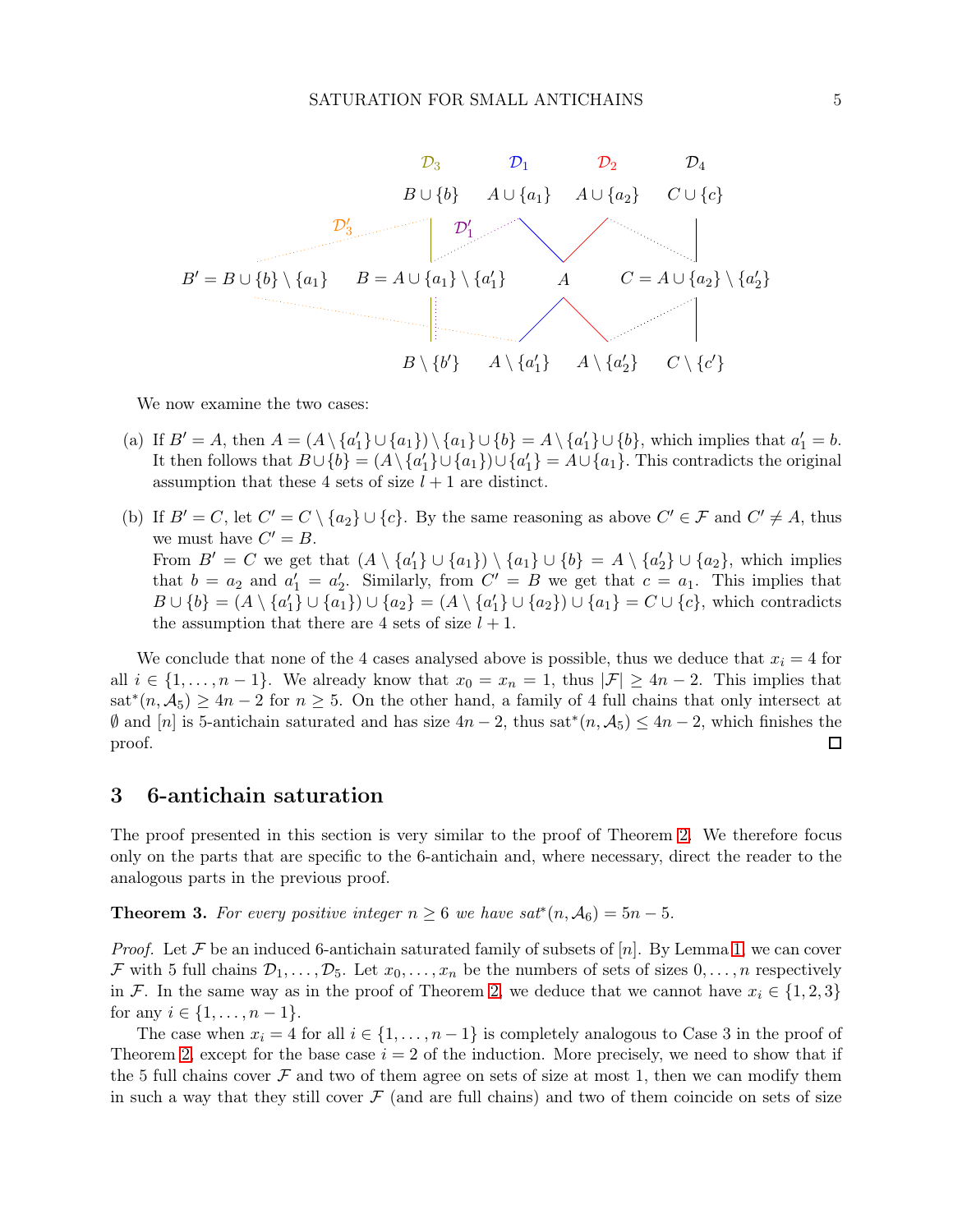$\mathcal{D}_3$ $\mathcal{D}_1$ $\mathcal{D}_2$ $\mathcal{D}_4$

$B \cup \{b\}$ $A \cup \{a_1\}$ $A \cup \{a_2\}$ $C \cup \{c\}$

$\mathcal{D}_3'$ $\mathcal{D}_1'$

$B' = B \cup \{b\} \setminus \{a_1\}$ $B = A \cup \{a_1\} \setminus \{a_1'\}$ $A$ $C = A \cup \{a_2\} \setminus \{a_2'\}$

$B \setminus \{b'\}$ $A \setminus \{a_1'\}$ $A \setminus \{a_2'\}$ $C \setminus \{c'\}$

We now examine the two cases:

(a) If $B' = A$, then $A = (A \setminus \{a_1'\} \cup \{a_1\}) \setminus \{a_1\} \cup \{b\} = A \setminus \{a_1'\} \cup \{b\}$, which implies that $a_1' = b$. It then follows that $B \cup \{b\} = (A \setminus \{a_1'\} \cup \{a_1\}) \cup \{a_1'\} = A \cup \{a_1\}$. This contradicts the original assumption that these 4 sets of size $l+1$ are distinct.

(b) If $B' = C$, let $C' = C \setminus \{a_2\} \cup \{c\}$. By the same reasoning as above $C' \in \mathcal{F}$ and $C' \neq A$, thus we must have $C' = B$.
From $B' = C$ we get that $(A \setminus \{a_1'\} \cup \{a_1\}) \setminus \{a_1\} \cup \{b\} = A \setminus \{a_2'\} \cup \{a_2\}$, which implies that $b = a_2$ and $a_1' = a_2'$. Similarly, from $C' = B$ we get that $c = a_1$. This implies that $B \cup \{b\} = (A \setminus \{a_1'\} \cup \{a_1\}) \cup \{a_2\} = (A \setminus \{a_1'\} \cup \{a_2\}) \cup \{a_1\} = C \cup \{c\}$, which contradicts the assumption that there are 4 sets of size $l+1$.

We conclude that none of the 4 cases analysed above is possible, thus we deduce that $x_i = 4$ for all $i \in \{1, \ldots, n-1\}$. We already know that $x_0 = x_n = 1$, thus $|\mathcal{F}| \geq 4n - 2$. This implies that $\text{sat}^*(n, \mathcal{A}_5) \geq 4n - 2$ for $n \geq 5$. On the other hand, a family of 4 full chains that only intersect at $\emptyset$ and $[n]$ is 5-antichain saturated and has size $4n-2$, thus $\text{sat}^*(n, \mathcal{A}_5) \leq 4n-2$, which finishes the proof. ∎

## 3 6-antichain saturation

The proof presented in this section is very similar to the proof of Theorem 2. We therefore focus only on the parts that are specific to the 6-antichain and, where necessary, direct the reader to the analogous parts in the previous proof.

**Theorem 3.** *For every positive integer $n \geq 6$ we have $sat^*(n, \mathcal{A}_6) = 5n - 5$.*

*Proof.* Let $\mathcal{F}$ be an induced 6-antichain saturated family of subsets of $[n]$. By Lemma 1, we can cover $\mathcal{F}$ with 5 full chains $\mathcal{D}_1, \ldots, \mathcal{D}_5$. Let $x_0, \ldots, x_n$ be the numbers of sets of sizes $0, \ldots, n$ respectively in $\mathcal{F}$. In the same way as in the proof of Theorem 2, we deduce that we cannot have $x_i \in \{1, 2, 3\}$ for any $i \in \{1, \ldots, n-1\}$.

The case when $x_i = 4$ for all $i \in \{1, \ldots, n-1\}$ is completely analogous to Case 3 in the proof of Theorem 2, except for the base case $i = 2$ of the induction. More precisely, we need to show that if the 5 full chains cover $\mathcal{F}$ and two of them agree on sets of size at most 1, then we can modify them in such a way that they still cover $\mathcal{F}$ (and are full chains) and two of them coincide on sets of size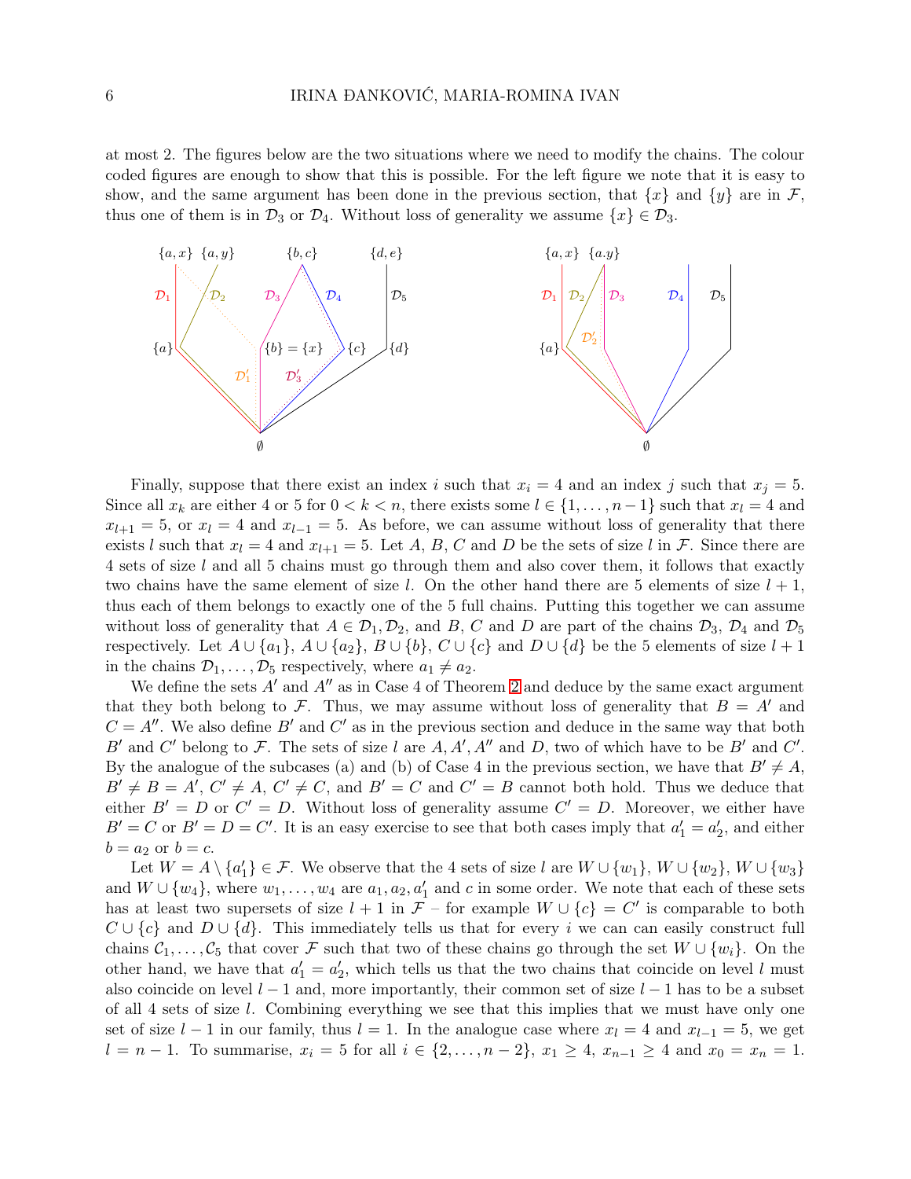at most 2. The figures below are the two situations where we need to modify the chains. The colour coded figures are enough to show that this is possible. For the left figure we note that it is easy to show, and the same argument has been done in the previous section, that $\{x\}$ and $\{y\}$ are in $\mathcal{F}$, thus one of them is in $\mathcal{D}_3$ or $\mathcal{D}_4$. Without loss of generality we assume $\{x\} \in \mathcal{D}_3$.

Finally, suppose that there exist an index $i$ such that $x_i = 4$ and an index $j$ such that $x_j = 5$. Since all $x_k$ are either 4 or 5 for $0 < k < n$, there exists some $l \in \{1, \dots, n-1\}$ such that $x_l = 4$ and $x_{l+1} = 5$, or $x_l = 4$ and $x_{l-1} = 5$. As before, we can assume without loss of generality that there exists $l$ such that $x_l = 4$ and $x_{l+1} = 5$. Let $A$, $B$, $C$ and $D$ be the sets of size $l$ in $\mathcal{F}$. Since there are 4 sets of size $l$ and all 5 chains must go through them and also cover them, it follows that exactly two chains have the same element of size $l$. On the other hand there are 5 elements of size $l+1$, thus each of them belongs to exactly one of the 5 full chains. Putting this together we can assume without loss of generality that $A \in \mathcal{D}_1, \mathcal{D}_2$, and $B$, $C$ and $D$ are part of the chains $\mathcal{D}_3$, $\mathcal{D}_4$ and $\mathcal{D}_5$ respectively. Let $A \cup \{a_1\}$, $A \cup \{a_2\}$, $B \cup \{b\}$, $C \cup \{c\}$ and $D \cup \{d\}$ be the 5 elements of size $l+1$ in the chains $\mathcal{D}_1, \dots, \mathcal{D}_5$ respectively, where $a_1 \neq a_2$.

We define the sets $A'$ and $A''$ as in Case 4 of Theorem 2 and deduce by the same exact argument that they both belong to $\mathcal{F}$. Thus, we may assume without loss of generality that $B = A'$ and $C = A''$. We also define $B'$ and $C'$ as in the previous section and deduce in the same way that both $B'$ and $C'$ belong to $\mathcal{F}$. The sets of size $l$ are $A, A', A''$ and $D$, two of which have to be $B'$ and $C'$. By the analogue of the subcases (a) and (b) of Case 4 in the previous section, we have that $B' \neq A$, $B' \neq B = A'$, $C' \neq A$, $C' \neq C$, and $B' = C$ and $C' = B$ cannot both hold. Thus we deduce that either $B' = D$ or $C' = D$. Without loss of generality assume $C' = D$. Moreover, we either have $B' = C$ or $B' = D = C'$. It is an easy exercise to see that both cases imply that $a'_1 = a'_2$, and either $b = a_2$ or $b = c$.

Let $W = A \setminus \{a'_1\} \in \mathcal{F}$. We observe that the 4 sets of size $l$ are $W \cup \{w_1\}$, $W \cup \{w_2\}$, $W \cup \{w_3\}$ and $W \cup \{w_4\}$, where $w_1, \dots, w_4$ are $a_1, a_2, a'_1$ and $c$ in some order. We note that each of these sets has at least two supersets of size $l+1$ in $\mathcal{F}$ – for example $W \cup \{c\} = C'$ is comparable to both $C \cup \{c\}$ and $D \cup \{d\}$. This immediately tells us that for every $i$ we can can easily construct full chains $\mathcal{C}_1, \dots, \mathcal{C}_5$ that cover $\mathcal{F}$ such that two of these chains go through the set $W \cup \{w_i\}$. On the other hand, we have that $a'_1 = a'_2$, which tells us that the two chains that coincide on level $l$ must also coincide on level $l-1$ and, more importantly, their common set of size $l-1$ has to be a subset of all 4 sets of size $l$. Combining everything we see that this implies that we must have only one set of size $l-1$ in our family, thus $l = 1$. In the analogue case where $x_l = 4$ and $x_{l-1} = 5$, we get $l = n-1$. To summarise, $x_i = 5$ for all $i \in \{2, \dots, n-2\}$, $x_1 \geq 4$, $x_{n-1} \geq 4$ and $x_0 = x_n = 1$.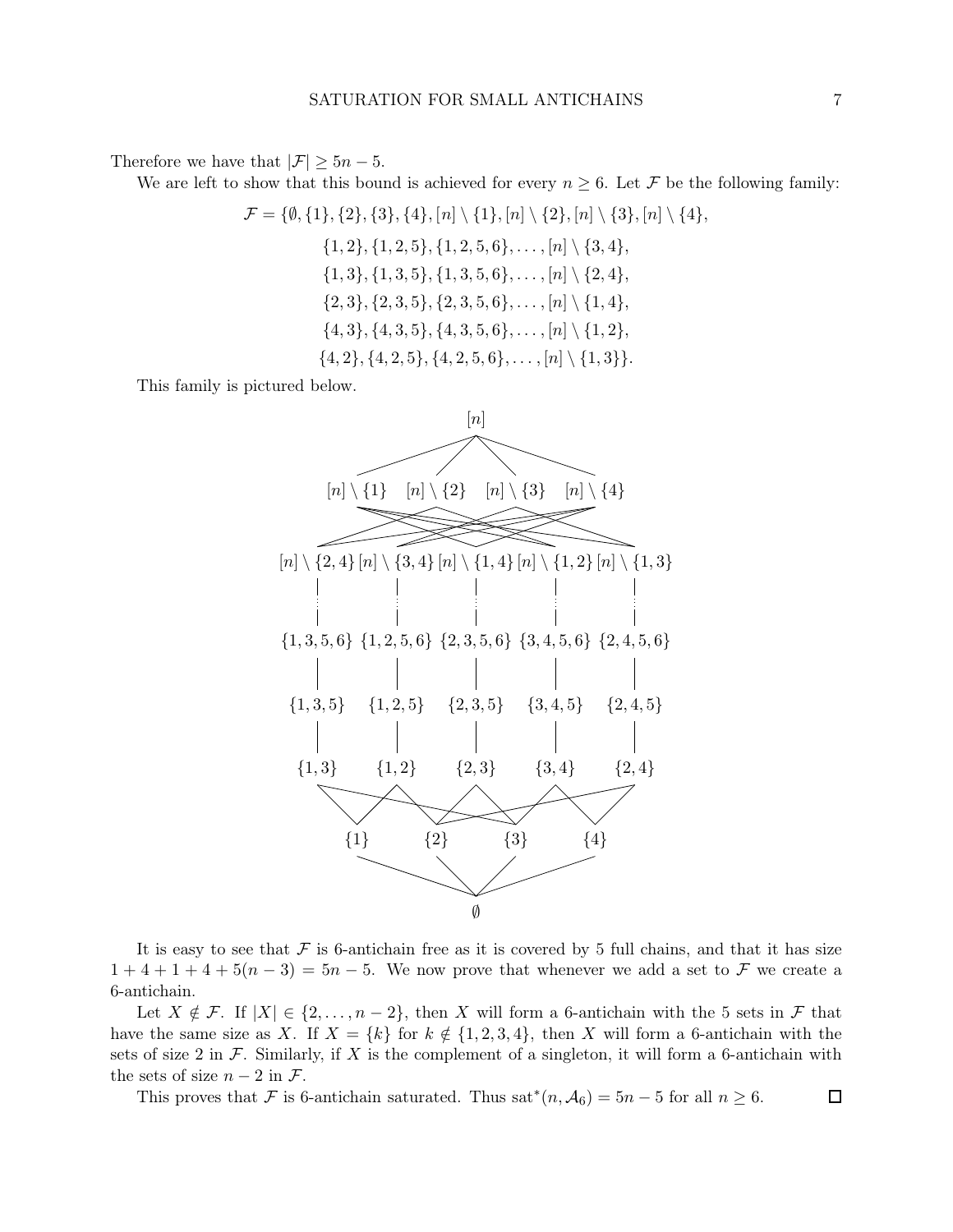Therefore we have that $|\mathcal{F}| \geq 5n - 5$.

We are left to show that this bound is achieved for every $n \geq 6$. Let $\mathcal{F}$ be the following family:

$$
\begin{aligned}
\mathcal{F} = \{&\emptyset, \{1\}, \{2\}, \{3\}, \{4\}, [n] \setminus \{1\}, [n] \setminus \{2\}, [n] \setminus \{3\}, [n] \setminus \{4\}, \\
&\{1,2\}, \{1,2,5\}, \{1,2,5,6\}, \dots, [n] \setminus \{3,4\}, \\
&\{1,3\}, \{1,3,5\}, \{1,3,5,6\}, \dots, [n] \setminus \{2,4\}, \\
&\{2,3\}, \{2,3,5\}, \{2,3,5,6\}, \dots, [n] \setminus \{1,4\}, \\
&\{4,3\}, \{4,3,5\}, \{4,3,5,6\}, \dots, [n] \setminus \{1,2\}, \\
&\{4,2\}, \{4,2,5\}, \{4,2,5,6\}, \dots, [n] \setminus \{1,3\}\}.
\end{aligned}
$$

This family is pictured below.

$[n]$

$[n] \setminus \{1\}$ $[n] \setminus \{2\}$ $[n] \setminus \{3\}$ $[n] \setminus \{4\}$

$[n] \setminus \{2,4\}$ $[n] \setminus \{3,4\}$ $[n] \setminus \{1,4\}$ $[n] \setminus \{1,2\}$ $[n] \setminus \{1,3\}$

$\{1,3,5,6\}$ $\{1,2,5,6\}$ $\{2,3,5,6\}$ $\{3,4,5,6\}$ $\{2,4,5,6\}$

$\{1,3,5\}$ $\{1,2,5\}$ $\{2,3,5\}$ $\{3,4,5\}$ $\{2,4,5\}$

$\{1,3\}$ $\{1,2\}$ $\{2,3\}$ $\{3,4\}$ $\{2,4\}$

$\{1\}$ $\{2\}$ $\{3\}$ $\{4\}$

$\emptyset$

It is easy to see that $\mathcal{F}$ is 6-antichain free as it is covered by 5 full chains, and that it has size $1 + 4 + 1 + 4 + 5(n-3) = 5n - 5$. We now prove that whenever we add a set to $\mathcal{F}$ we create a 6-antichain.

Let $X \notin \mathcal{F}$. If $|X| \in \{2, \dots, n-2\}$, then $X$ will form a 6-antichain with the 5 sets in $\mathcal{F}$ that have the same size as $X$. If $X = \{k\}$ for $k \notin \{1,2,3,4\}$, then $X$ will form a 6-antichain with the sets of size 2 in $\mathcal{F}$. Similarly, if $X$ is the complement of a singleton, it will form a 6-antichain with the sets of size $n-2$ in $\mathcal{F}$.

This proves that $\mathcal{F}$ is 6-antichain saturated. Thus $\text{sat}^*(n, \mathcal{A}_6) = 5n - 5$ for all $n \geq 6$. $\square$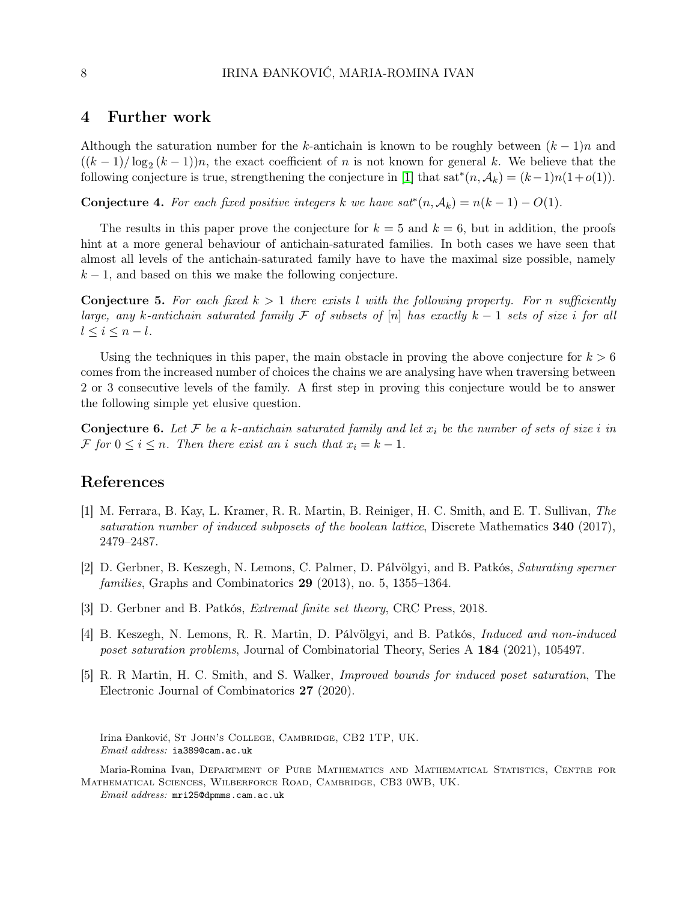## 4 Further work

Although the saturation number for the $k$-antichain is known to be roughly between $(k-1)n$ and $((k-1)/\log_2(k-1))n$, the exact coefficient of $n$ is not known for general $k$. We believe that the following conjecture is true, strengthening the conjecture in [1] that $\text{sat}^*(n, \mathcal{A}_k) = (k-1)n(1+o(1))$.

**Conjecture 4.** *For each fixed positive integers $k$ we have $sat^*(n, \mathcal{A}_k) = n(k-1) - O(1)$.*

The results in this paper prove the conjecture for $k = 5$ and $k = 6$, but in addition, the proofs hint at a more general behaviour of antichain-saturated families. In both cases we have seen that almost all levels of the antichain-saturated family have to have the maximal size possible, namely $k-1$, and based on this we make the following conjecture.

**Conjecture 5.** *For each fixed $k > 1$ there exists $l$ with the following property. For $n$ sufficiently large, any $k$-antichain saturated family $\mathcal{F}$ of subsets of $[n]$ has exactly $k-1$ sets of size $i$ for all $l \leq i \leq n-l$.*

Using the techniques in this paper, the main obstacle in proving the above conjecture for $k > 6$ comes from the increased number of choices the chains we are analysing have when traversing between 2 or 3 consecutive levels of the family. A first step in proving this conjecture would be to answer the following simple yet elusive question.

**Conjecture 6.** *Let $\mathcal{F}$ be a $k$-antichain saturated family and let $x_i$ be the number of sets of size $i$ in $\mathcal{F}$ for $0 \leq i \leq n$. Then there exist an $i$ such that $x_i = k-1$.*

## References

[1] M. Ferrara, B. Kay, L. Kramer, R. R. Martin, B. Reiniger, H. C. Smith, and E. T. Sullivan, *The saturation number of induced subposets of the boolean lattice*, Discrete Mathematics **340** (2017), 2479–2487.

[2] D. Gerbner, B. Keszegh, N. Lemons, C. Palmer, D. Pálvölgyi, and B. Patkós, *Saturating sperner families*, Graphs and Combinatorics **29** (2013), no. 5, 1355–1364.

[3] D. Gerbner and B. Patkós, *Extremal finite set theory*, CRC Press, 2018.

[4] B. Keszegh, N. Lemons, R. R. Martin, D. Pálvölgyi, and B. Patkós, *Induced and non-induced poset saturation problems*, Journal of Combinatorial Theory, Series A **184** (2021), 105497.

[5] R. R Martin, H. C. Smith, and S. Walker, *Improved bounds for induced poset saturation*, The Electronic Journal of Combinatorics **27** (2020).

Irina Đanković, St John's College, Cambridge, CB2 1TP, UK.
*Email address:* ia389@cam.ac.uk

Maria-Romina Ivan, Department of Pure Mathematics and Mathematical Statistics, Centre for Mathematical Sciences, Wilberforce Road, Cambridge, CB3 0WB, UK.
*Email address:* mri25@dpmms.cam.ac.uk